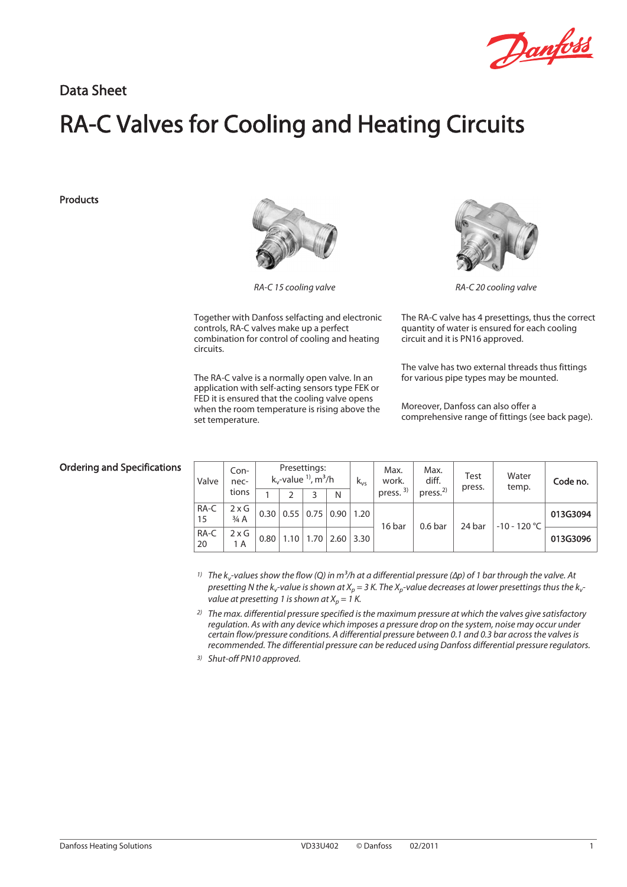Data Sheet

# RA-C Valves for Cooling and Heating Circuits

## Products

*RA-C 15 cooling valve*

*RA-C 20 cooling valve*

Together with Danfoss selfacting and electronic controls, RA-C valves make up a perfect combination for control of cooling and heating circuits.

The RA-C valve is a normally open valve. In an application with self-acting sensors type FEK or FED it is ensured that the cooling valve opens when the room temperature is rising above the set temperature.

The RA-C valve has 4 presettings, thus the correct quantity of water is ensured for each cooling circuit and it is PN16 approved.

The valve has two external threads thus fittings for various pipe types may be mounted.

Moreover, Danfoss can also offer a comprehensive range of fittings (see back page).

## Ordering and Specifications

| Valve | Connections | Presettings: $k_v$-value [1], $m^3/h$ | | | | $k_{vs}$ | Max. work. press. [3] | Max. diff. press. [2] | Test press. | Water temp. | Code no. |
|---|---|---|---|---|---|---|---|---|---|---|---|
| | | 1 | 2 | 3 | N | | | | | | |
| RA-C 15 | 2 x G ¾ A | 0.30 | 0.55 | 0.75 | 0.90 | 1.20 | 16 bar | 0.6 bar | 24 bar | -10 - 120 °C | **013G3094** |
| RA-C 20 | 2 x G 1 A | 0.80 | 1.10 | 1.70 | 2.60 | 3.30 | 16 bar | 0.6 bar | 24 bar | -10 - 120 °C | **013G3096** |

[1] *The $k_v$-values show the flow (Q) in $m^3/h$ at a differential pressure (Δp) of 1 bar through the valve. At presetting N the $k_v$-value is shown at $X_p$ = 3 K. The $X_p$-value decreases at lower presettings thus the $k_v$-value at presetting 1 is shown at $X_p$ = 1 K.*

[2] *The max. differential pressure specified is the maximum pressure at which the valves give satisfactory regulation. As with any device which imposes a pressure drop on the system, noise may occur under certain flow/pressure conditions. A differential pressure between 0.1 and 0.3 bar across the valves is recommended. The differential pressure can be reduced using Danfoss differential pressure regulators.*

[3] *Shut-off PN10 approved.*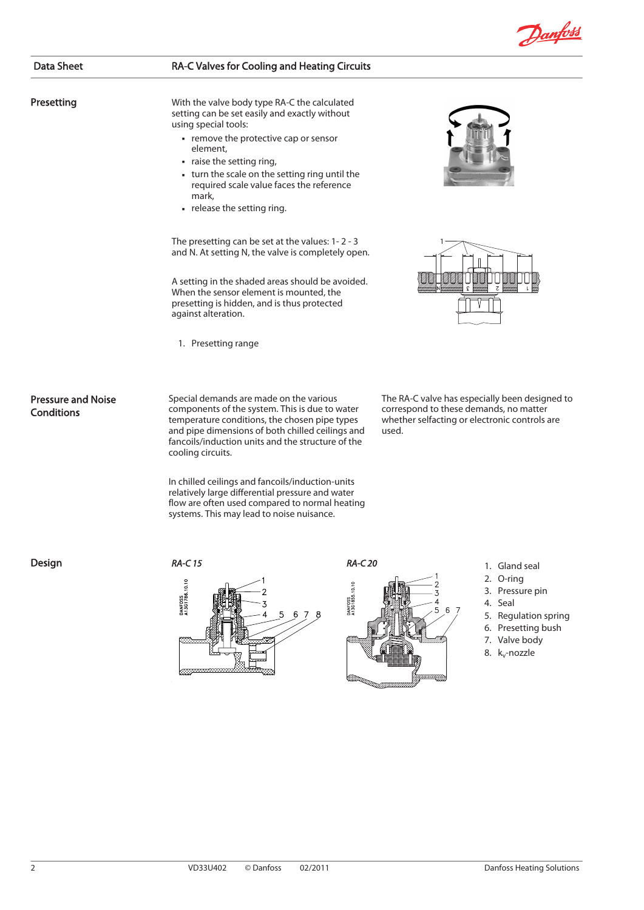## Presetting

With the valve body type RA-C the calculated setting can be set easily and exactly without using special tools:

- remove the protective cap or sensor element,
- raise the setting ring,
- turn the scale on the setting ring until the required scale value faces the reference mark,
- release the setting ring.

The presetting can be set at the values: 1 - 2 - 3 and N. At setting N, the valve is completely open.

A setting in the shaded areas should be avoided. When the sensor element is mounted, the presetting is hidden, and is thus protected against alteration.

1. Presetting range

## Pressure and Noise Conditions

Special demands are made on the various components of the system. This is due to water temperature conditions, the chosen pipe types and pipe dimensions of both chilled ceilings and fancoils/induction units and the structure of the cooling circuits.

In chilled ceilings and fancoils/induction-units relatively large differential pressure and water flow are often used compared to normal heating systems. This may lead to noise nuisance.

The RA-C valve has especially been designed to correspond to these demands, no matter whether selfacting or electronic controls are used.

## Design

*RA-C 15*

*RA-C 20*

1. Gland seal
2. O-ring
3. Pressure pin
4. Seal
5. Regulation spring
6. Presetting bush
7. Valve body
8. $k_v$-nozzle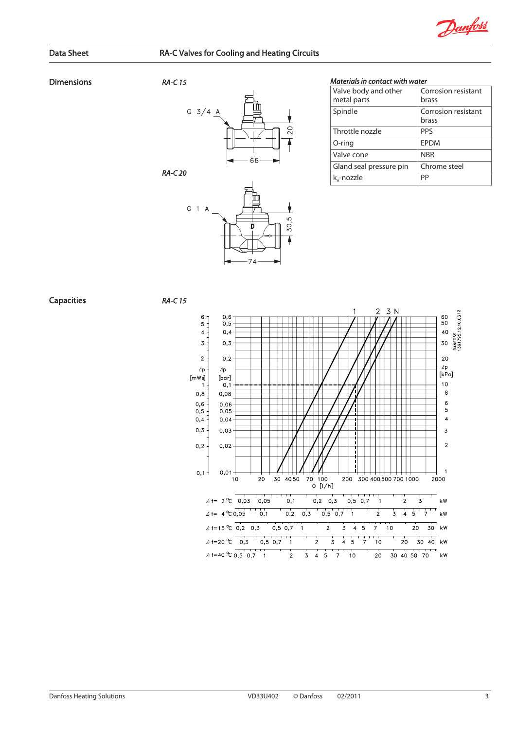## Dimensions

*RA-C 15*

G 3/4 A

20

66

*RA-C 20*

G 1 A

30,5

74

*Materials in contact with water*

| | |
|---|---|
| Valve body and other metal parts | Corrosion resistant brass |
| Spindle | Corrosion resistant brass |
| Throttle nozzle | PPS |
| O-ring | EPDM |
| Valve cone | NBR |
| Gland seal pressure pin | Chrome steel |
| $k_v$-nozzle | PP |

## Capacities

*RA-C 15*

1 2 3 N

Δp [mWs]: 0,1 0,2 0,3 0,4 0,5 0,6 0,8 1 2 3 4 5 6

Δp [bar]: 0,01 0,02 0,03 0,04 0,05 0,06 0,08 0,1 0,2 0,3 0,4 0,5 0,6

Δp [kPa]: 1 2 3 4 5 6 8 10 20 30 40 50 60

Q [l/h]: 10 20 30 40 50 70 100 200 300 400 500 700 1000 2000

| | | |
|---|---|---|
| Δt = 2 °C | 0,03 0,05 0,1 0,2 0,3 0,5 0,7 1 2 3 | kW |
| Δt = 4 °C | 0,05 0,1 0,2 0,3 0,5 0,7 1 2 3 4 5 7 | kW |
| Δt = 15 °C | 0,2 0,3 0,5 0,7 1 2 3 4 5 7 10 20 30 | kW |
| Δt = 20 °C | 0,3 0,5 0,7 1 2 3 4 5 7 10 20 30 40 | kW |
| Δt = 40 °C | 0,5 0,7 1 2 3 4 5 7 10 20 30 40 50 70 | kW |

DANFOSS 13G1795.12.10.0312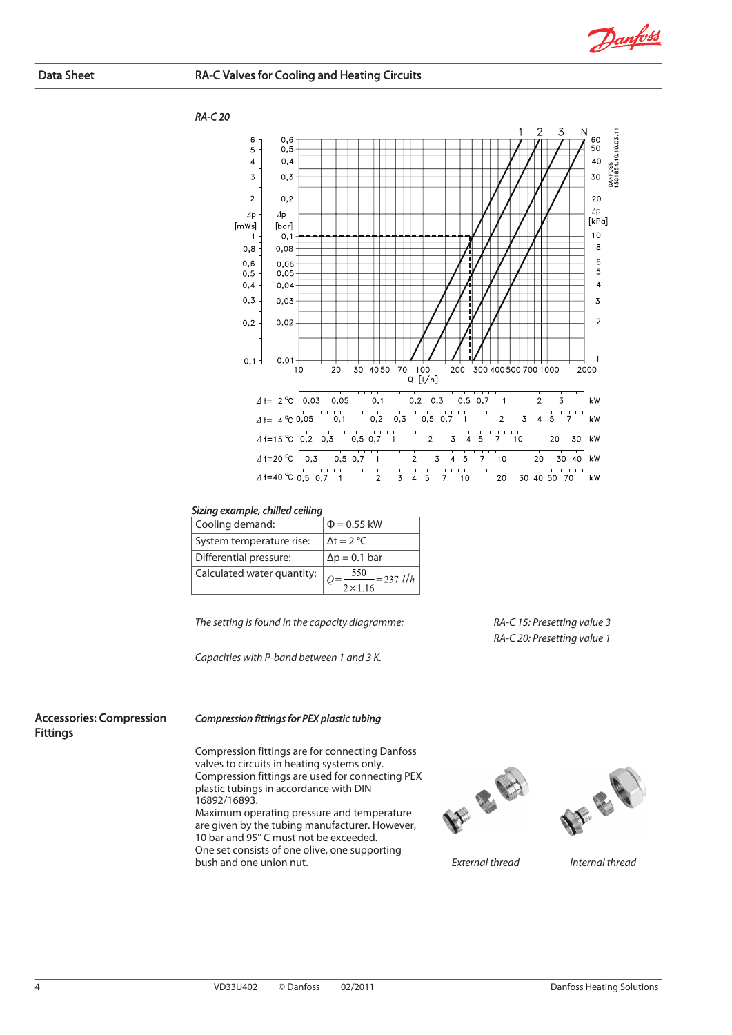## Data Sheet — RA-C Valves for Cooling and Heating Circuits

*RA-C 20*

*Sizing example, chilled ceiling*

| | |
|---|---|
| Cooling demand: | Φ = 0.55 kW |
| System temperature rise: | Δt = 2 °C |
| Differential pressure: | Δp = 0.1 bar |
| Calculated water quantity: | $Q = \frac{550}{2 \times 1.16} = 237\ l/h$ |

*The setting is found in the capacity diagramme:*

*RA-C 15: Presetting value 3*
*RA-C 20: Presetting value 1*

*Capacities with P-band between 1 and 3 K.*

## Accessories: Compression Fittings

### *Compression fittings for PEX plastic tubing*

Compression fittings are for connecting Danfoss valves to circuits in heating systems only. Compression fittings are used for connecting PEX plastic tubings in accordance with DIN 16892/16893.
Maximum operating pressure and temperature are given by the tubing manufacturer. However, 10 bar and 95° C must not be exceeded.
One set consists of one olive, one supporting bush and one union nut.

*External thread*

*Internal thread*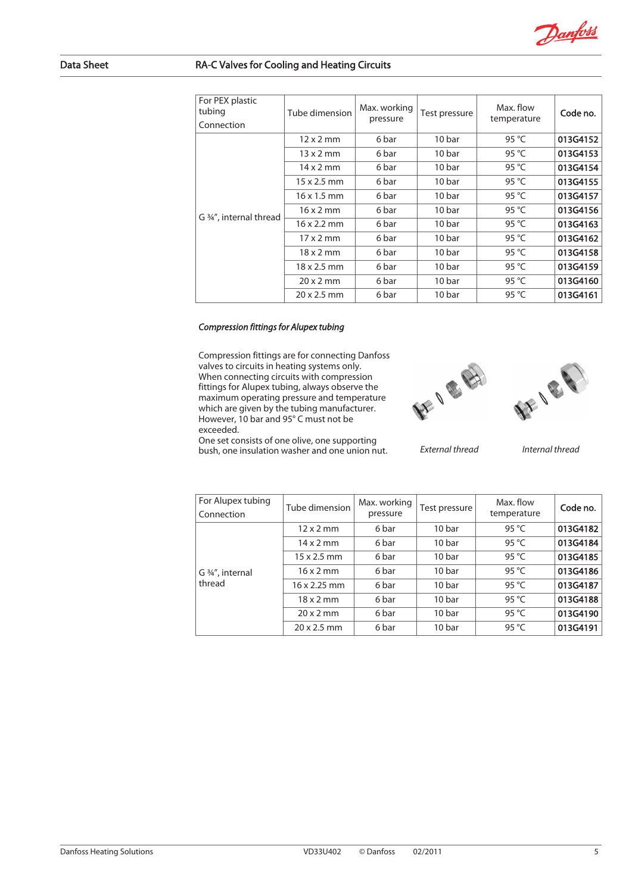| For PEX plastic tubing<br>Connection | Tube dimension | Max. working pressure | Test pressure | Max. flow temperature | Code no. |
|---|---|---|---|---|---|
| G ¾", internal thread | 12 x 2 mm | 6 bar | 10 bar | 95 °C | 013G4152 |
| | 13 x 2 mm | 6 bar | 10 bar | 95 °C | 013G4153 |
| | 14 x 2 mm | 6 bar | 10 bar | 95 °C | 013G4154 |
| | 15 x 2.5 mm | 6 bar | 10 bar | 95 °C | 013G4155 |
| | 16 x 1.5 mm | 6 bar | 10 bar | 95 °C | 013G4157 |
| | 16 x 2 mm | 6 bar | 10 bar | 95 °C | 013G4156 |
| | 16 x 2.2 mm | 6 bar | 10 bar | 95 °C | 013G4163 |
| | 17 x 2 mm | 6 bar | 10 bar | 95 °C | 013G4162 |
| | 18 x 2 mm | 6 bar | 10 bar | 95 °C | 013G4158 |
| | 18 x 2.5 mm | 6 bar | 10 bar | 95 °C | 013G4159 |
| | 20 x 2 mm | 6 bar | 10 bar | 95 °C | 013G4160 |
| | 20 x 2.5 mm | 6 bar | 10 bar | 95 °C | 013G4161 |

***Compression fittings for Alupex tubing***

Compression fittings are for connecting Danfoss valves to circuits in heating systems only. When connecting circuits with compression fittings for Alupex tubing, always observe the maximum operating pressure and temperature which are given by the tubing manufacturer. However, 10 bar and 95° C must not be exceeded.
One set consists of one olive, one supporting bush, one insulation washer and one union nut.

*External thread*

*Internal thread*

| For Alupex tubing<br>Connection | Tube dimension | Max. working pressure | Test pressure | Max. flow temperature | Code no. |
|---|---|---|---|---|---|
| G ¾", internal thread | 12 x 2 mm | 6 bar | 10 bar | 95 °C | 013G4182 |
| | 14 x 2 mm | 6 bar | 10 bar | 95 °C | 013G4184 |
| | 15 x 2.5 mm | 6 bar | 10 bar | 95 °C | 013G4185 |
| | 16 x 2 mm | 6 bar | 10 bar | 95 °C | 013G4186 |
| | 16 x 2.25 mm | 6 bar | 10 bar | 95 °C | 013G4187 |
| | 18 x 2 mm | 6 bar | 10 bar | 95 °C | 013G4188 |
| | 20 x 2 mm | 6 bar | 10 bar | 95 °C | 013G4190 |
| | 20 x 2.5 mm | 6 bar | 10 bar | 95 °C | 013G4191 |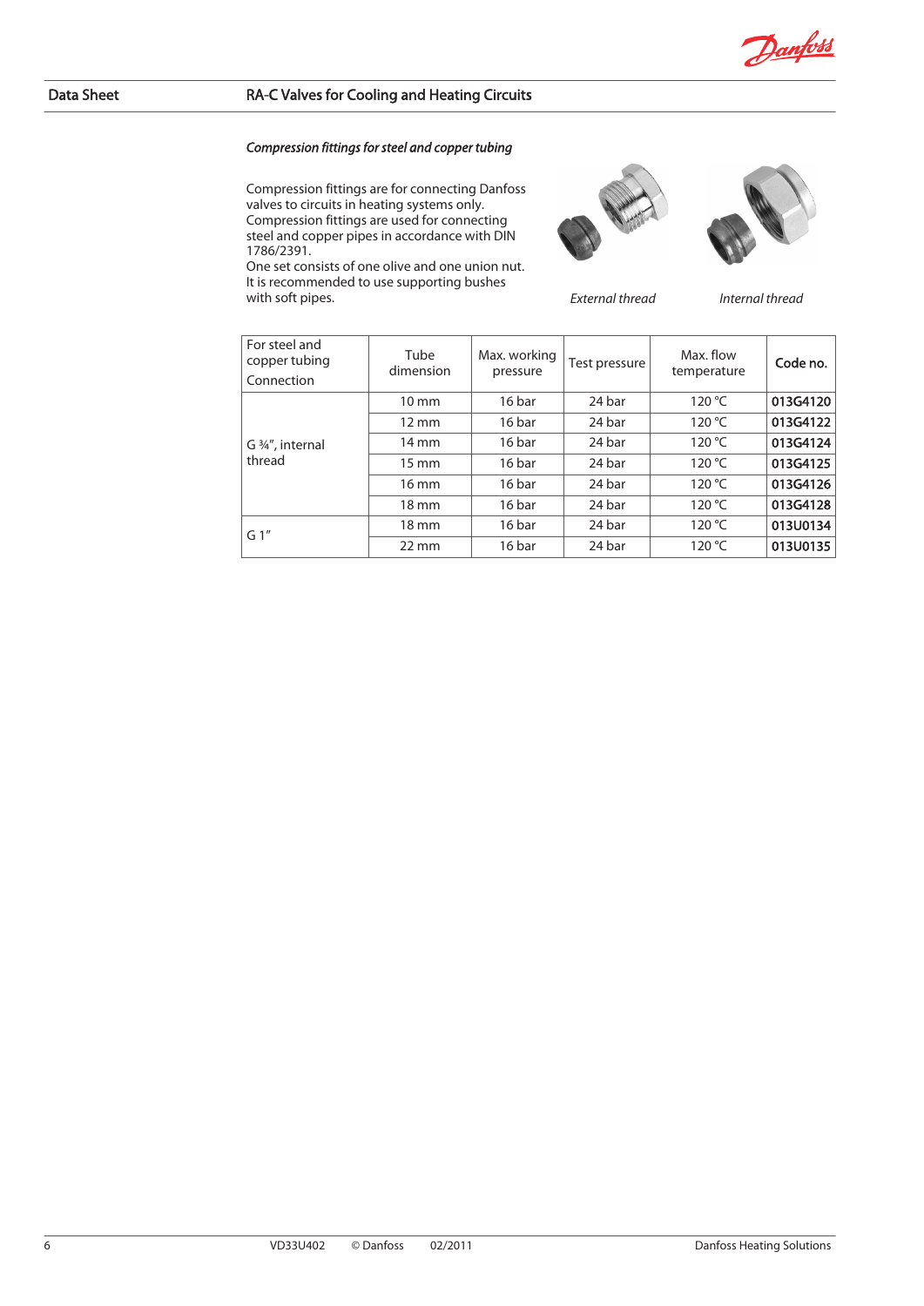### *Compression fittings for steel and copper tubing*

Compression fittings are for connecting Danfoss valves to circuits in heating systems only.
Compression fittings are used for connecting steel and copper pipes in accordance with DIN 1786/2391.
One set consists of one olive and one union nut.
It is recommended to use supporting bushes with soft pipes.

*External thread*

*Internal thread*

| For steel and copper tubing Connection | Tube dimension | Max. working pressure | Test pressure | Max. flow temperature | Code no. |
|---|---|---|---|---|---|
| G ¾", internal thread | 10 mm | 16 bar | 24 bar | 120 °C | **013G4120** |
| | 12 mm | 16 bar | 24 bar | 120 °C | **013G4122** |
| | 14 mm | 16 bar | 24 bar | 120 °C | **013G4124** |
| | 15 mm | 16 bar | 24 bar | 120 °C | **013G4125** |
| | 16 mm | 16 bar | 24 bar | 120 °C | **013G4126** |
| | 18 mm | 16 bar | 24 bar | 120 °C | **013G4128** |
| G 1" | 18 mm | 16 bar | 24 bar | 120 °C | **013U0134** |
| | 22 mm | 16 bar | 24 bar | 120 °C | **013U0135** |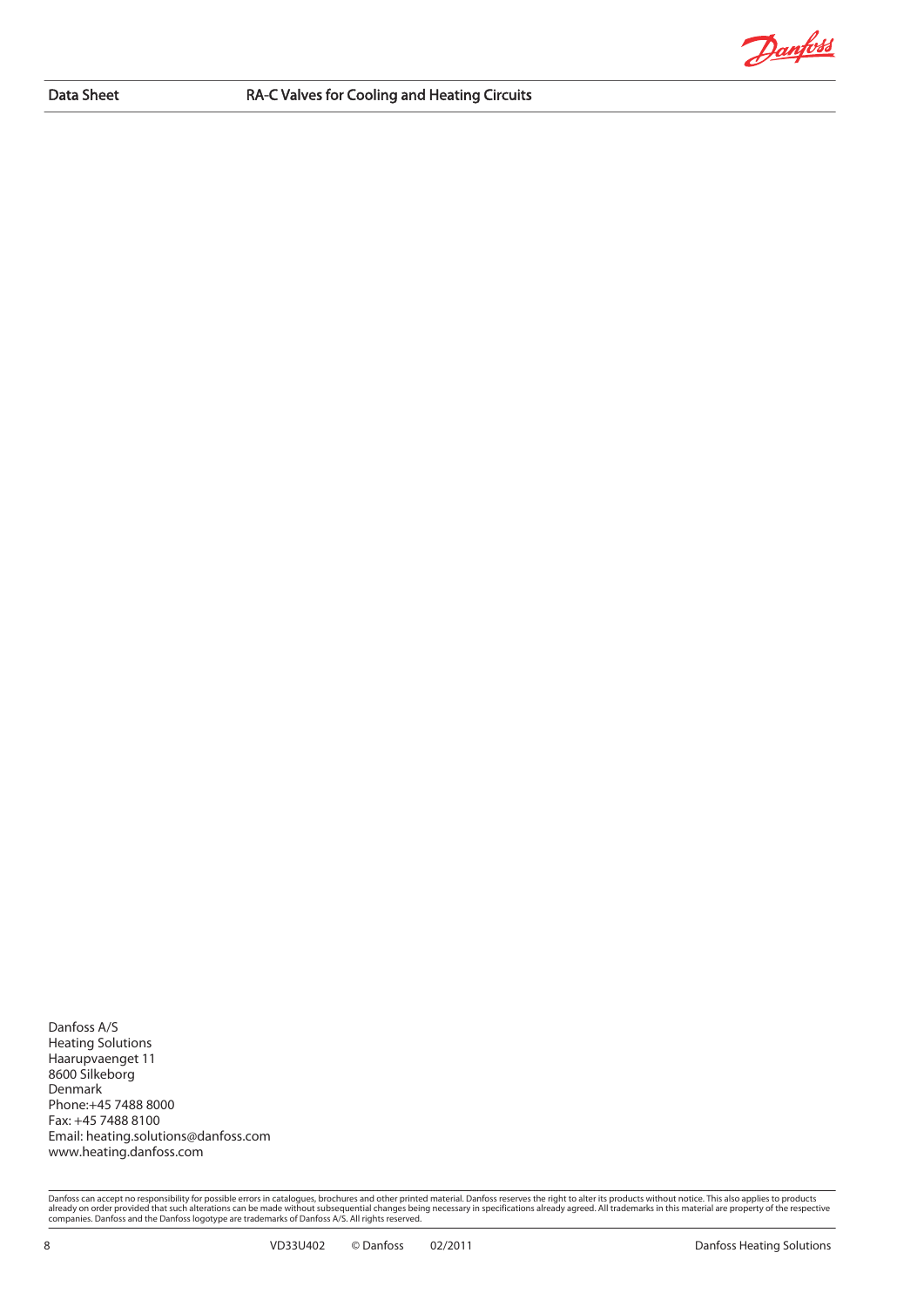Danfoss A/S
Heating Solutions
Haarupvaenget 11
8600 Silkeborg
Denmark
Phone:+45 7488 8000
Fax: +45 7488 8100
Email: heating.solutions@danfoss.com
www.heating.danfoss.com

Danfoss can accept no responsibility for possible errors in catalogues, brochures and other printed material. Danfoss reserves the right to alter its products without notice. This also applies to products already on order provided that such alterations can be made without subsequential changes being necessary in specifications already agreed. All trademarks in this material are property of the respective companies. Danfoss and the Danfoss logotype are trademarks of Danfoss A/S. All rights reserved.

VD33U402 © Danfoss 02/2011